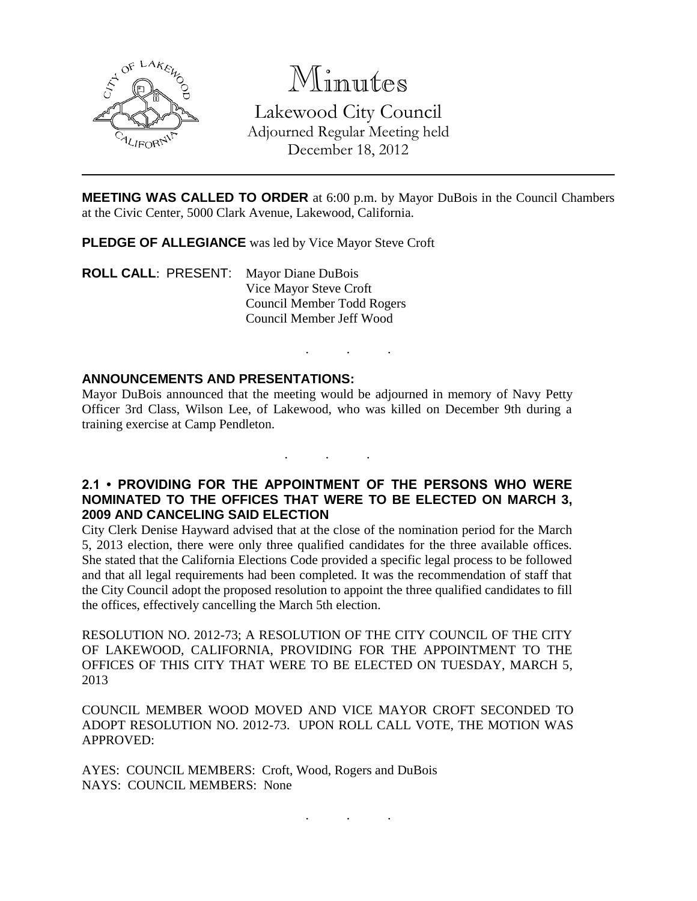# Minutes

Lakewood City Council
Adjourned Regular Meeting held
December 18, 2012

---

**MEETING WAS CALLED TO ORDER** at 6:00 p.m. by Mayor DuBois in the Council Chambers at the Civic Center, 5000 Clark Avenue, Lakewood, California.

**PLEDGE OF ALLEGIANCE** was led by Vice Mayor Steve Croft

**ROLL CALL**: PRESENT: Mayor Diane DuBois
Vice Mayor Steve Croft
Council Member Todd Rogers
Council Member Jeff Wood

. . .

**ANNOUNCEMENTS AND PRESENTATIONS:**

Mayor DuBois announced that the meeting would be adjourned in memory of Navy Petty Officer 3rd Class, Wilson Lee, of Lakewood, who was killed on December 9th during a training exercise at Camp Pendleton.

. . .

**2.1 • PROVIDING FOR THE APPOINTMENT OF THE PERSONS WHO WERE NOMINATED TO THE OFFICES THAT WERE TO BE ELECTED ON MARCH 3, 2009 AND CANCELING SAID ELECTION**

City Clerk Denise Hayward advised that at the close of the nomination period for the March 5, 2013 election, there were only three qualified candidates for the three available offices. She stated that the California Elections Code provided a specific legal process to be followed and that all legal requirements had been completed. It was the recommendation of staff that the City Council adopt the proposed resolution to appoint the three qualified candidates to fill the offices, effectively cancelling the March 5th election.

RESOLUTION NO. 2012-73; A RESOLUTION OF THE CITY COUNCIL OF THE CITY OF LAKEWOOD, CALIFORNIA, PROVIDING FOR THE APPOINTMENT TO THE OFFICES OF THIS CITY THAT WERE TO BE ELECTED ON TUESDAY, MARCH 5, 2013

COUNCIL MEMBER WOOD MOVED AND VICE MAYOR CROFT SECONDED TO ADOPT RESOLUTION NO. 2012-73. UPON ROLL CALL VOTE, THE MOTION WAS APPROVED:

AYES: COUNCIL MEMBERS: Croft, Wood, Rogers and DuBois
NAYS: COUNCIL MEMBERS: None

. . .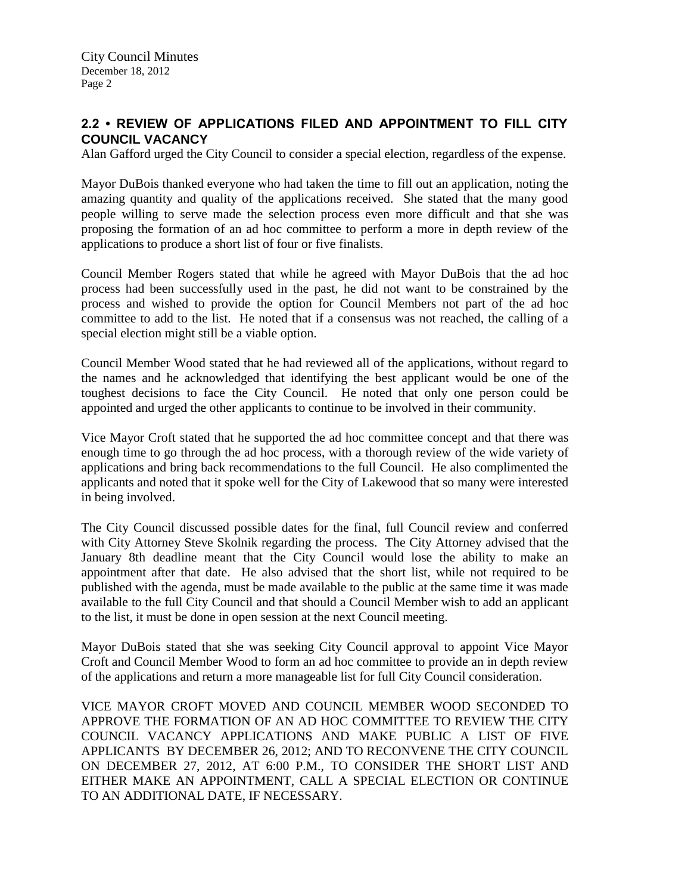## 2.2 • REVIEW OF APPLICATIONS FILED AND APPOINTMENT TO FILL CITY COUNCIL VACANCY

Alan Gafford urged the City Council to consider a special election, regardless of the expense.

Mayor DuBois thanked everyone who had taken the time to fill out an application, noting the amazing quantity and quality of the applications received. She stated that the many good people willing to serve made the selection process even more difficult and that she was proposing the formation of an ad hoc committee to perform a more in depth review of the applications to produce a short list of four or five finalists.

Council Member Rogers stated that while he agreed with Mayor DuBois that the ad hoc process had been successfully used in the past, he did not want to be constrained by the process and wished to provide the option for Council Members not part of the ad hoc committee to add to the list. He noted that if a consensus was not reached, the calling of a special election might still be a viable option.

Council Member Wood stated that he had reviewed all of the applications, without regard to the names and he acknowledged that identifying the best applicant would be one of the toughest decisions to face the City Council. He noted that only one person could be appointed and urged the other applicants to continue to be involved in their community.

Vice Mayor Croft stated that he supported the ad hoc committee concept and that there was enough time to go through the ad hoc process, with a thorough review of the wide variety of applications and bring back recommendations to the full Council. He also complimented the applicants and noted that it spoke well for the City of Lakewood that so many were interested in being involved.

The City Council discussed possible dates for the final, full Council review and conferred with City Attorney Steve Skolnik regarding the process. The City Attorney advised that the January 8th deadline meant that the City Council would lose the ability to make an appointment after that date. He also advised that the short list, while not required to be published with the agenda, must be made available to the public at the same time it was made available to the full City Council and that should a Council Member wish to add an applicant to the list, it must be done in open session at the next Council meeting.

Mayor DuBois stated that she was seeking City Council approval to appoint Vice Mayor Croft and Council Member Wood to form an ad hoc committee to provide an in depth review of the applications and return a more manageable list for full City Council consideration.

VICE MAYOR CROFT MOVED AND COUNCIL MEMBER WOOD SECONDED TO APPROVE THE FORMATION OF AN AD HOC COMMITTEE TO REVIEW THE CITY COUNCIL VACANCY APPLICATIONS AND MAKE PUBLIC A LIST OF FIVE APPLICANTS BY DECEMBER 26, 2012; AND TO RECONVENE THE CITY COUNCIL ON DECEMBER 27, 2012, AT 6:00 P.M., TO CONSIDER THE SHORT LIST AND EITHER MAKE AN APPOINTMENT, CALL A SPECIAL ELECTION OR CONTINUE TO AN ADDITIONAL DATE, IF NECESSARY.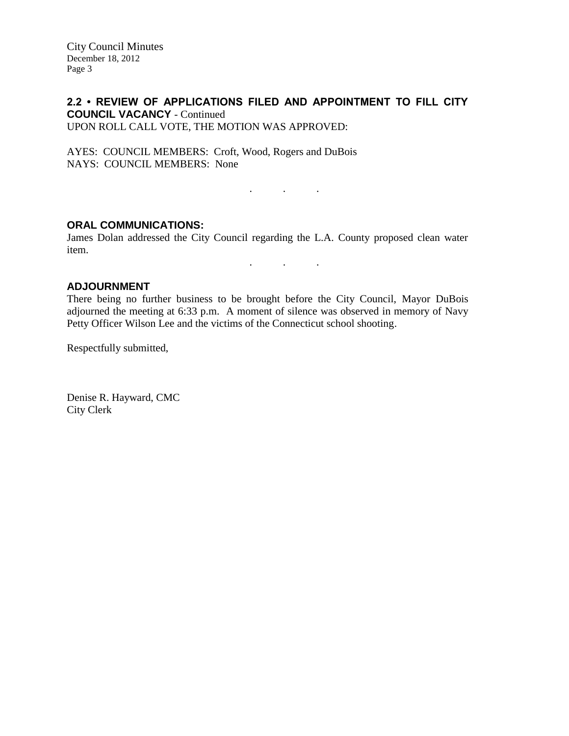## 2.2 • REVIEW OF APPLICATIONS FILED AND APPOINTMENT TO FILL CITY COUNCIL VACANCY - Continued

UPON ROLL CALL VOTE, THE MOTION WAS APPROVED:

AYES: COUNCIL MEMBERS: Croft, Wood, Rogers and DuBois
NAYS: COUNCIL MEMBERS: None

. . .

## ORAL COMMUNICATIONS:

James Dolan addressed the City Council regarding the L.A. County proposed clean water item.

. . .

## ADJOURNMENT

There being no further business to be brought before the City Council, Mayor DuBois adjourned the meeting at 6:33 p.m. A moment of silence was observed in memory of Navy Petty Officer Wilson Lee and the victims of the Connecticut school shooting.

Respectfully submitted,

Denise R. Hayward, CMC
City Clerk